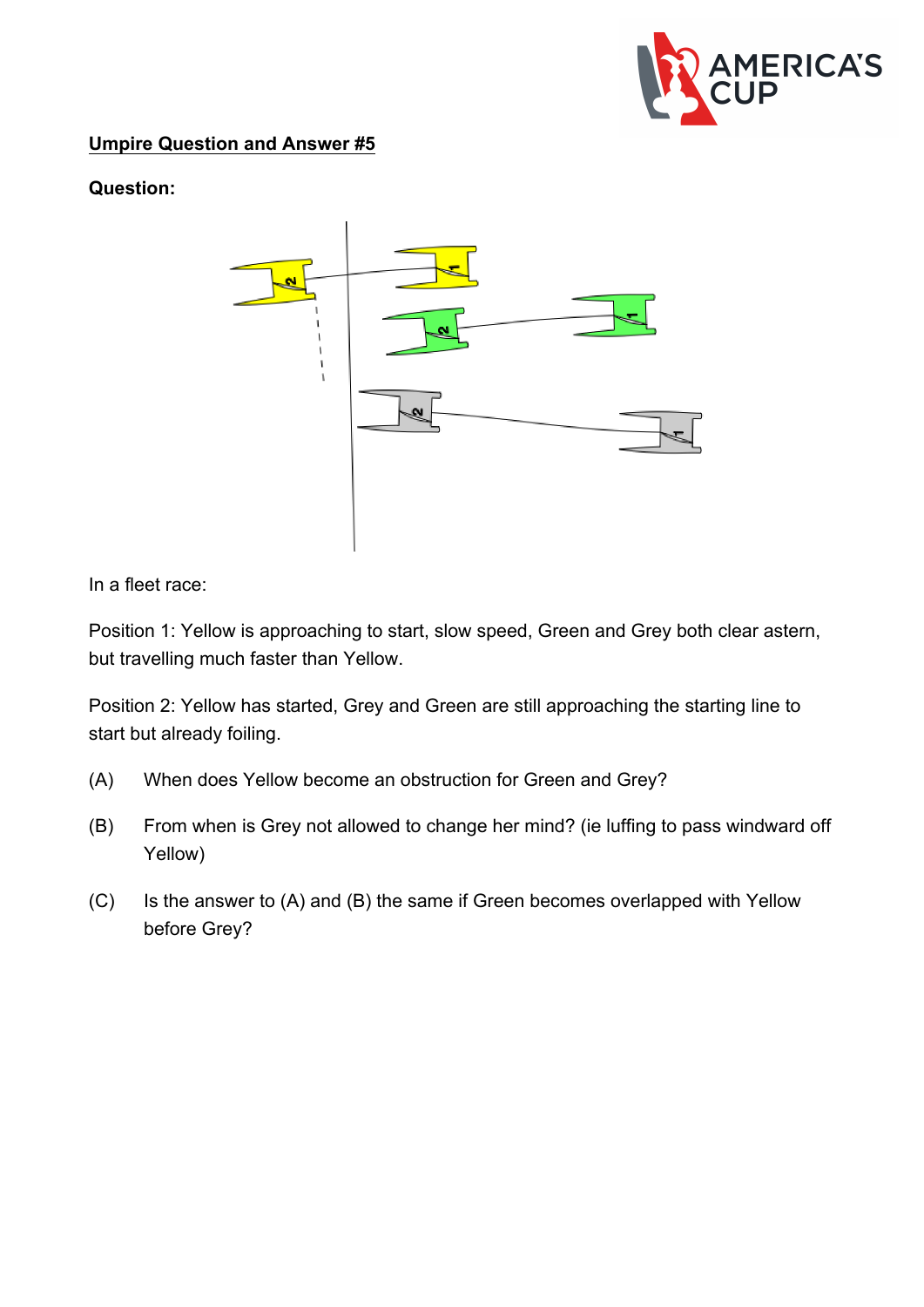**Umpire Question and Answer #5**

**Question:**

In a fleet race:

Position 1: Yellow is approaching to start, slow speed, Green and Grey both clear astern, but travelling much faster than Yellow.

Position 2: Yellow has started, Grey and Green are still approaching the starting line to start but already foiling.

(A) When does Yellow become an obstruction for Green and Grey?

(B) From when is Grey not allowed to change her mind? (ie luffing to pass windward off Yellow)

(C) Is the answer to (A) and (B) the same if Green becomes overlapped with Yellow before Grey?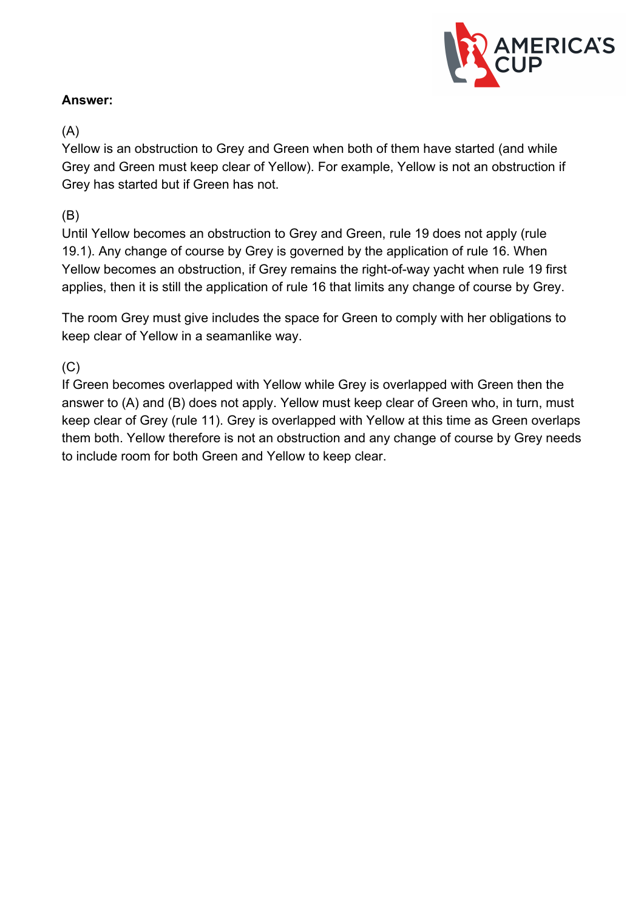**Answer:**

(A)
Yellow is an obstruction to Grey and Green when both of them have started (and while Grey and Green must keep clear of Yellow). For example, Yellow is not an obstruction if Grey has started but if Green has not.

(B)
Until Yellow becomes an obstruction to Grey and Green, rule 19 does not apply (rule 19.1). Any change of course by Grey is governed by the application of rule 16. When Yellow becomes an obstruction, if Grey remains the right-of-way yacht when rule 19 first applies, then it is still the application of rule 16 that limits any change of course by Grey.

The room Grey must give includes the space for Green to comply with her obligations to keep clear of Yellow in a seamanlike way.

(C)
If Green becomes overlapped with Yellow while Grey is overlapped with Green then the answer to (A) and (B) does not apply. Yellow must keep clear of Green who, in turn, must keep clear of Grey (rule 11). Grey is overlapped with Yellow at this time as Green overlaps them both. Yellow therefore is not an obstruction and any change of course by Grey needs to include room for both Green and Yellow to keep clear.